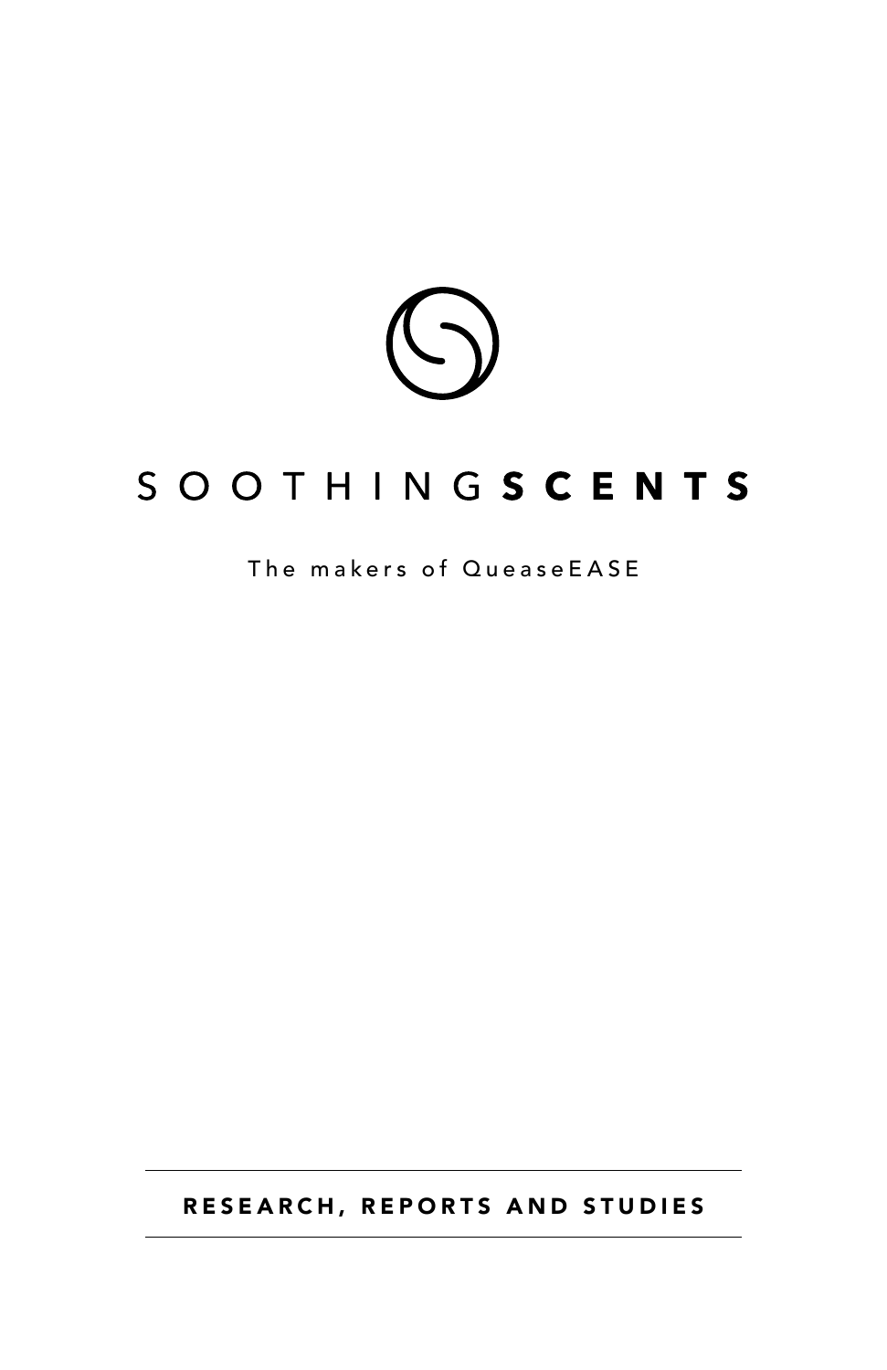# SOOTHING**SCENTS**

The makers of QueaseEASE

**RESEARCH, REPORTS AND STUDIES**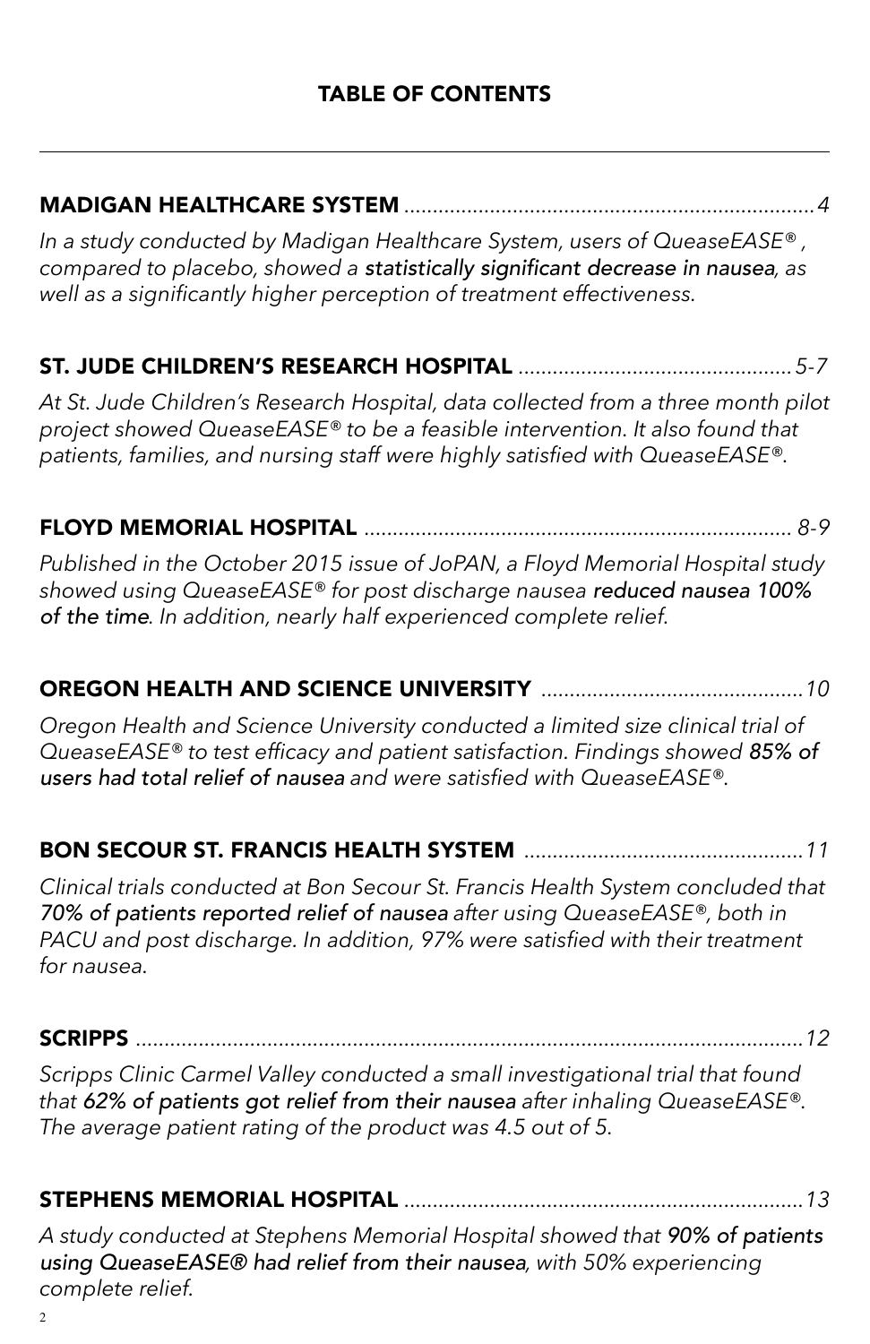## TABLE OF CONTENTS

---

**MADIGAN HEALTHCARE SYSTEM** .......................................................................4

*In a study conducted by Madigan Healthcare System, users of QueaseEASE®, compared to placebo, showed a **statistically significant decrease in nausea**, as well as a significantly higher perception of treatment effectiveness.*

**ST. JUDE CHILDREN'S RESEARCH HOSPITAL** ...............................................5-7

*At St. Jude Children's Research Hospital, data collected from a three month pilot project showed QueaseEASE® to be a feasible intervention. It also found that patients, families, and nursing staff were highly satisfied with QueaseEASE®.*

**FLOYD MEMORIAL HOSPITAL** .......................................................................... 8-9

*Published in the October 2015 issue of JoPAN, a Floyd Memorial Hospital study showed using QueaseEASE® for post discharge nausea **reduced nausea 100% of the time**. In addition, nearly half experienced complete relief.*

**OREGON HEALTH AND SCIENCE UNIVERSITY** .............................................10

*Oregon Health and Science University conducted a limited size clinical trial of QueaseEASE® to test efficacy and patient satisfaction. Findings showed **85% of users had total relief of nausea** and were satisfied with QueaseEASE®.*

**BON SECOUR ST. FRANCIS HEALTH SYSTEM** ................................................11

*Clinical trials conducted at Bon Secour St. Francis Health System concluded that **70% of patients reported relief of nausea** after using QueaseEASE®, both in PACU and post discharge. In addition, 97% were satisfied with their treatment for nausea.*

**SCRIPPS** ...................................................................................................................12

*Scripps Clinic Carmel Valley conducted a small investigational trial that found that **62% of patients got relief from their nausea** after inhaling QueaseEASE®. The average patient rating of the product was 4.5 out of 5.*

**STEPHENS MEMORIAL HOSPITAL** .....................................................................13

*A study conducted at Stephens Memorial Hospital showed that **90% of patients using QueaseEASE® had relief from their nausea**, with 50% experiencing complete relief.*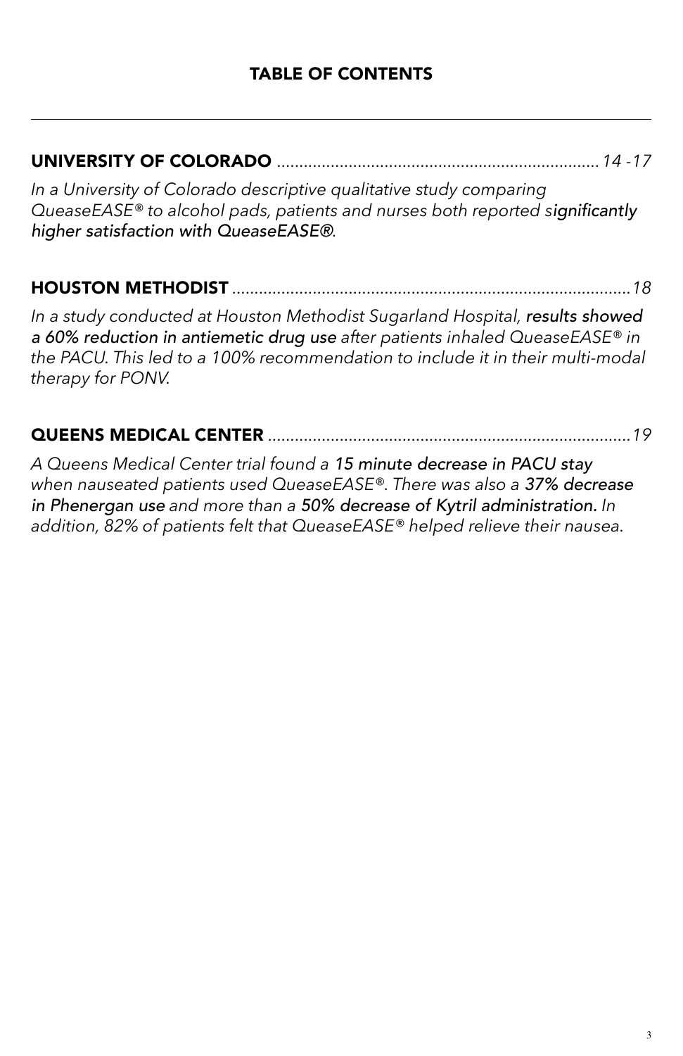## TABLE OF CONTENTS

---

**UNIVERSITY OF COLORADO** ........................................................................ *14 -17*

*In a University of Colorado descriptive qualitative study comparing QueaseEASE® to alcohol pads, patients and nurses both reported s**ignificantly higher satisfaction with QueaseEASE®**.*

**HOUSTON METHODIST** ........................................................................................ *18*

*In a study conducted at Houston Methodist Sugarland Hospital, **results showed a 60% reduction in antiemetic drug use** after patients inhaled QueaseEASE® in the PACU. This led to a 100% recommendation to include it in their multi-modal therapy for PONV.*

**QUEENS MEDICAL CENTER** ................................................................................ *19*

*A Queens Medical Center trial found a **15 minute decrease in PACU stay** when nauseated patients used QueaseEASE®. There was also a **37% decrease in Phenergan use** and more than a **50% decrease of Kytril administration.** In addition, 82% of patients felt that QueaseEASE® helped relieve their nausea.*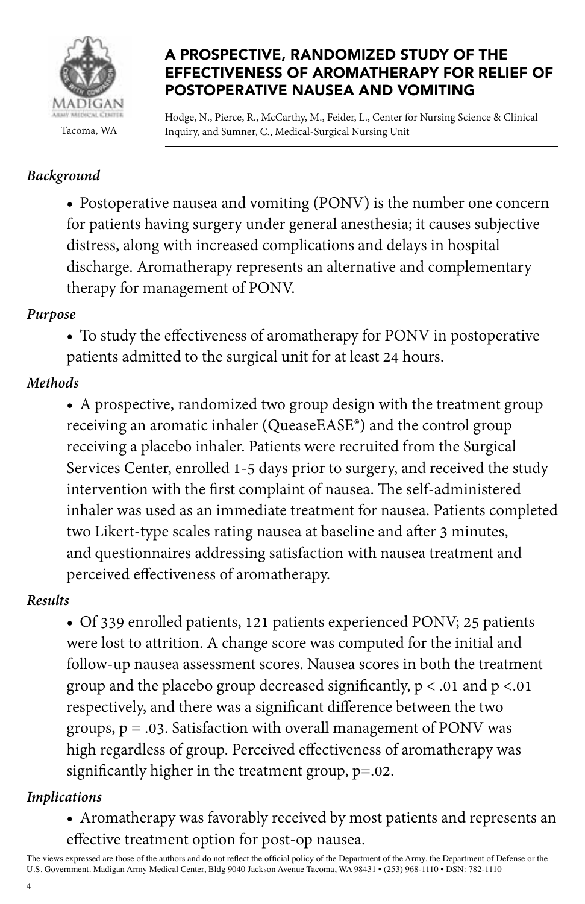Madigan Army Medical Center
Tacoma, WA

# A PROSPECTIVE, RANDOMIZED STUDY OF THE EFFECTIVENESS OF AROMATHERAPY FOR RELIEF OF POSTOPERATIVE NAUSEA AND VOMITING

Hodge, N., Pierce, R., McCarthy, M., Feider, L., Center for Nursing Science & Clinical Inquiry, and Sumner, C., Medical-Surgical Nursing Unit

***Background***

- Postoperative nausea and vomiting (PONV) is the number one concern for patients having surgery under general anesthesia; it causes subjective distress, along with increased complications and delays in hospital discharge. Aromatherapy represents an alternative and complementary therapy for management of PONV.

***Purpose***

- To study the effectiveness of aromatherapy for PONV in postoperative patients admitted to the surgical unit for at least 24 hours.

***Methods***

- A prospective, randomized two group design with the treatment group receiving an aromatic inhaler (QueaseEASE®) and the control group receiving a placebo inhaler. Patients were recruited from the Surgical Services Center, enrolled 1-5 days prior to surgery, and received the study intervention with the first complaint of nausea. The self-administered inhaler was used as an immediate treatment for nausea. Patients completed two Likert-type scales rating nausea at baseline and after 3 minutes, and questionnaires addressing satisfaction with nausea treatment and perceived effectiveness of aromatherapy.

***Results***

- Of 339 enrolled patients, 121 patients experienced PONV; 25 patients were lost to attrition. A change score was computed for the initial and follow-up nausea assessment scores. Nausea scores in both the treatment group and the placebo group decreased significantly, $p < .01$ and $p < .01$ respectively, and there was a significant difference between the two groups, $p = .03$. Satisfaction with overall management of PONV was high regardless of group. Perceived effectiveness of aromatherapy was significantly higher in the treatment group, $p = .02$.

***Implications***

- Aromatherapy was favorably received by most patients and represents an effective treatment option for post-op nausea.

The views expressed are those of the authors and do not reflect the official policy of the Department of the Army, the Department of Defense or the U.S. Government. Madigan Army Medical Center, Bldg 9040 Jackson Avenue Tacoma, WA 98431 • (253) 968-1110 • DSN: 782-1110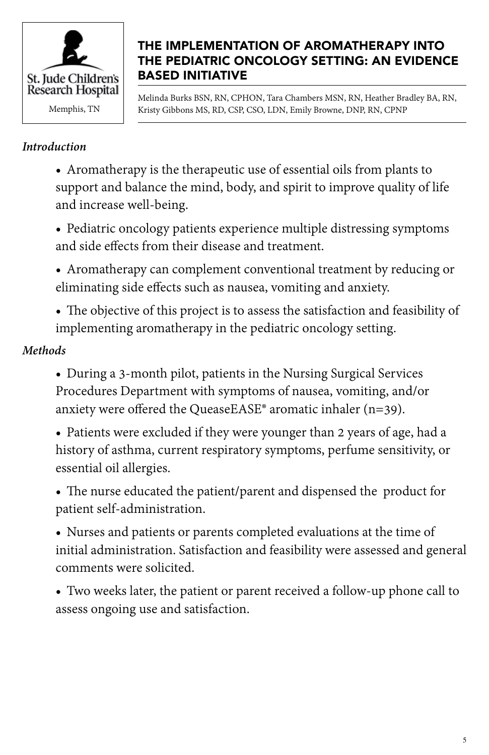St. Jude Children's Research Hospital

Memphis, TN

## THE IMPLEMENTATION OF AROMATHERAPY INTO THE PEDIATRIC ONCOLOGY SETTING: AN EVIDENCE BASED INITIATIVE

Melinda Burks BSN, RN, CPHON, Tara Chambers MSN, RN, Heather Bradley BA, RN, Kristy Gibbons MS, RD, CSP, CSO, LDN, Emily Browne, DNP, RN, CPNP

### *Introduction*

- Aromatherapy is the therapeutic use of essential oils from plants to support and balance the mind, body, and spirit to improve quality of life and increase well-being.
- Pediatric oncology patients experience multiple distressing symptoms and side effects from their disease and treatment.
- Aromatherapy can complement conventional treatment by reducing or eliminating side effects such as nausea, vomiting and anxiety.
- The objective of this project is to assess the satisfaction and feasibility of implementing aromatherapy in the pediatric oncology setting.

### *Methods*

- During a 3-month pilot, patients in the Nursing Surgical Services Procedures Department with symptoms of nausea, vomiting, and/or anxiety were offered the QueaseEASE® aromatic inhaler (n=39).
- Patients were excluded if they were younger than 2 years of age, had a history of asthma, current respiratory symptoms, perfume sensitivity, or essential oil allergies.
- The nurse educated the patient/parent and dispensed the product for patient self-administration.
- Nurses and patients or parents completed evaluations at the time of initial administration. Satisfaction and feasibility were assessed and general comments were solicited.
- Two weeks later, the patient or parent received a follow-up phone call to assess ongoing use and satisfaction.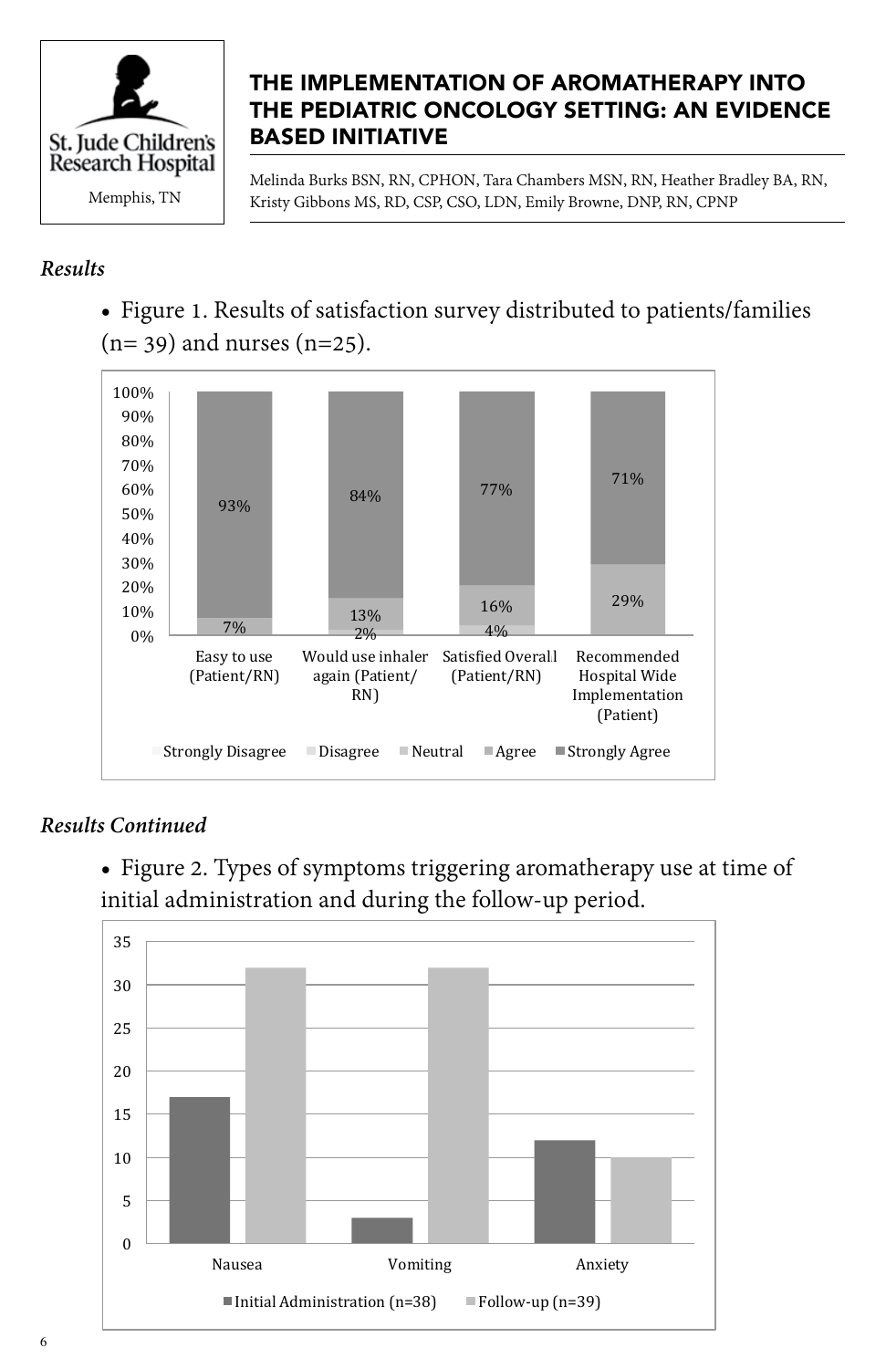# THE IMPLEMENTATION OF AROMATHERAPY INTO THE PEDIATRIC ONCOLOGY SETTING: AN EVIDENCE BASED INITIATIVE

St. Jude Children's Research Hospital
Memphis, TN

Melinda Burks BSN, RN, CPHON, Tara Chambers MSN, RN, Heather Bradley BA, RN, Kristy Gibbons MS, RD, CSP, CSO, LDN, Emily Browne, DNP, RN, CPNP

*Results*

- Figure 1. Results of satisfaction survey distributed to patients/families (n= 39) and nurses (n=25).

| | Easy to use (Patient/RN) | Would use inhaler again (Patient/RN) | Satisfied Overall (Patient/RN) | Recommended Hospital Wide Implementation (Patient) |
|---|---|---|---|---|
| Neutral | | 2% | 4% | |
| Agree | 7% | 13% | 16% | 29% |
| Strongly Agree | 93% | 84% | 77% | 71% |

Legend: Strongly Disagree, Disagree, Neutral, Agree, Strongly Agree

*Results Continued*

- Figure 2. Types of symptoms triggering aromatherapy use at time of initial administration and during the follow-up period.

| | Initial Administration (n=38) | Follow-up (n=39) |
|---|---|---|
| Nausea | 17 | 32 |
| Vomiting | 3 | 32 |
| Anxiety | 12 | 10 |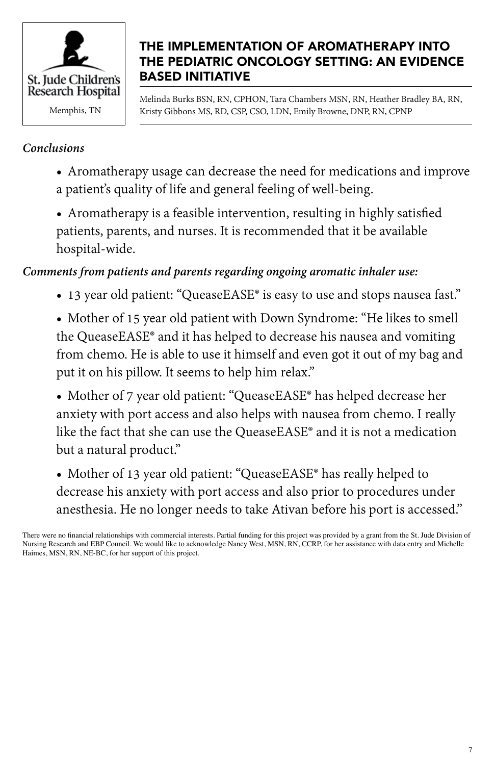St. Jude Children's Research Hospital

Memphis, TN

# THE IMPLEMENTATION OF AROMATHERAPY INTO THE PEDIATRIC ONCOLOGY SETTING: AN EVIDENCE BASED INITIATIVE

Melinda Burks BSN, RN, CPHON, Tara Chambers MSN, RN, Heather Bradley BA, RN, Kristy Gibbons MS, RD, CSP, CSO, LDN, Emily Browne, DNP, RN, CPNP

***Conclusions***

- Aromatherapy usage can decrease the need for medications and improve a patient's quality of life and general feeling of well-being.
- Aromatherapy is a feasible intervention, resulting in highly satisfied patients, parents, and nurses. It is recommended that it be available hospital-wide.

***Comments from patients and parents regarding ongoing aromatic inhaler use:***

- 13 year old patient: "QueaseEASE® is easy to use and stops nausea fast."
- Mother of 15 year old patient with Down Syndrome: "He likes to smell the QueaseEASE® and it has helped to decrease his nausea and vomiting from chemo. He is able to use it himself and even got it out of my bag and put it on his pillow. It seems to help him relax."
- Mother of 7 year old patient: "QueaseEASE® has helped decrease her anxiety with port access and also helps with nausea from chemo. I really like the fact that she can use the QueaseEASE® and it is not a medication but a natural product."
- Mother of 13 year old patient: "QueaseEASE® has really helped to decrease his anxiety with port access and also prior to procedures under anesthesia. He no longer needs to take Ativan before his port is accessed."

There were no financial relationships with commercial interests. Partial funding for this project was provided by a grant from the St. Jude Division of Nursing Research and EBP Council. We would like to acknowledge Nancy West, MSN, RN, CCRP, for her assistance with data entry and Michelle Haimes, MSN, RN, NE-BC, for her support of this project.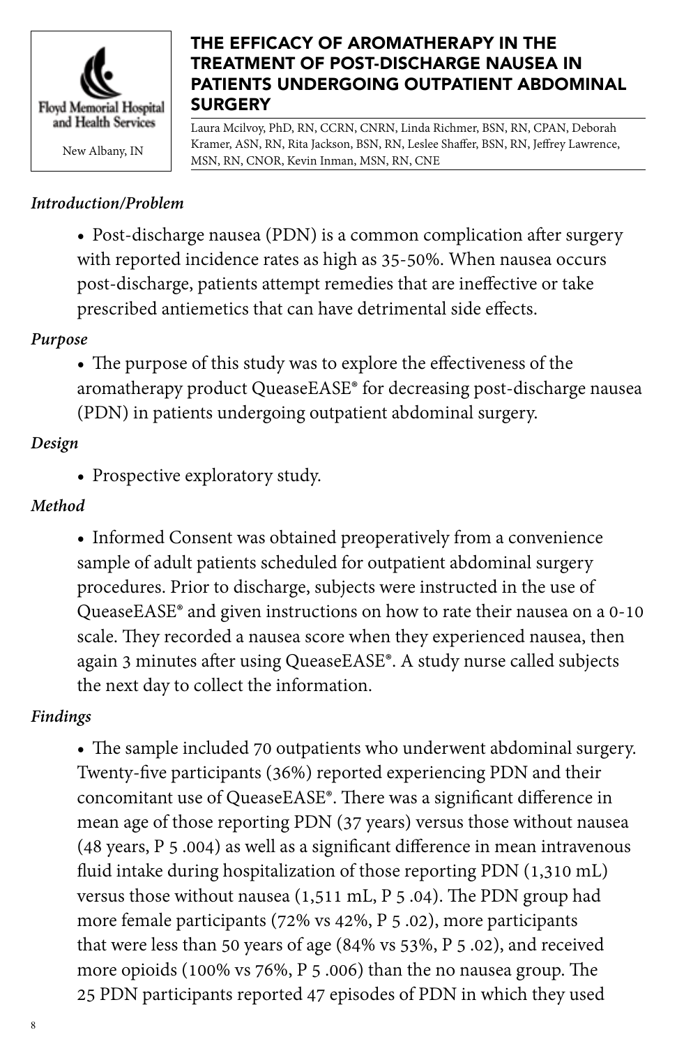Floyd Memorial Hospital and Health Services

New Albany, IN

## THE EFFICACY OF AROMATHERAPY IN THE TREATMENT OF POST-DISCHARGE NAUSEA IN PATIENTS UNDERGOING OUTPATIENT ABDOMINAL SURGERY

Laura Mcilvoy, PhD, RN, CCRN, CNRN, Linda Richmer, BSN, RN, CPAN, Deborah Kramer, ASN, RN, Rita Jackson, BSN, RN, Leslee Shaffer, BSN, RN, Jeffrey Lawrence, MSN, RN, CNOR, Kevin Inman, MSN, RN, CNE

***Introduction/Problem***

- Post-discharge nausea (PDN) is a common complication after surgery with reported incidence rates as high as 35-50%. When nausea occurs post-discharge, patients attempt remedies that are ineffective or take prescribed antiemetics that can have detrimental side effects.

***Purpose***

- The purpose of this study was to explore the effectiveness of the aromatherapy product QueaseEASE® for decreasing post-discharge nausea (PDN) in patients undergoing outpatient abdominal surgery.

***Design***

- Prospective exploratory study.

***Method***

- Informed Consent was obtained preoperatively from a convenience sample of adult patients scheduled for outpatient abdominal surgery procedures. Prior to discharge, subjects were instructed in the use of QueaseEASE® and given instructions on how to rate their nausea on a 0-10 scale. They recorded a nausea score when they experienced nausea, then again 3 minutes after using QueaseEASE®. A study nurse called subjects the next day to collect the information.

***Findings***

- The sample included 70 outpatients who underwent abdominal surgery. Twenty-five participants (36%) reported experiencing PDN and their concomitant use of QueaseEASE®. There was a significant difference in mean age of those reporting PDN (37 years) versus those without nausea (48 years, P 5 .004) as well as a significant difference in mean intravenous fluid intake during hospitalization of those reporting PDN (1,310 mL) versus those without nausea (1,511 mL, P 5 .04). The PDN group had more female participants (72% vs 42%, P 5 .02), more participants that were less than 50 years of age (84% vs 53%, P 5 .02), and received more opioids (100% vs 76%, P 5 .006) than the no nausea group. The 25 PDN participants reported 47 episodes of PDN in which they used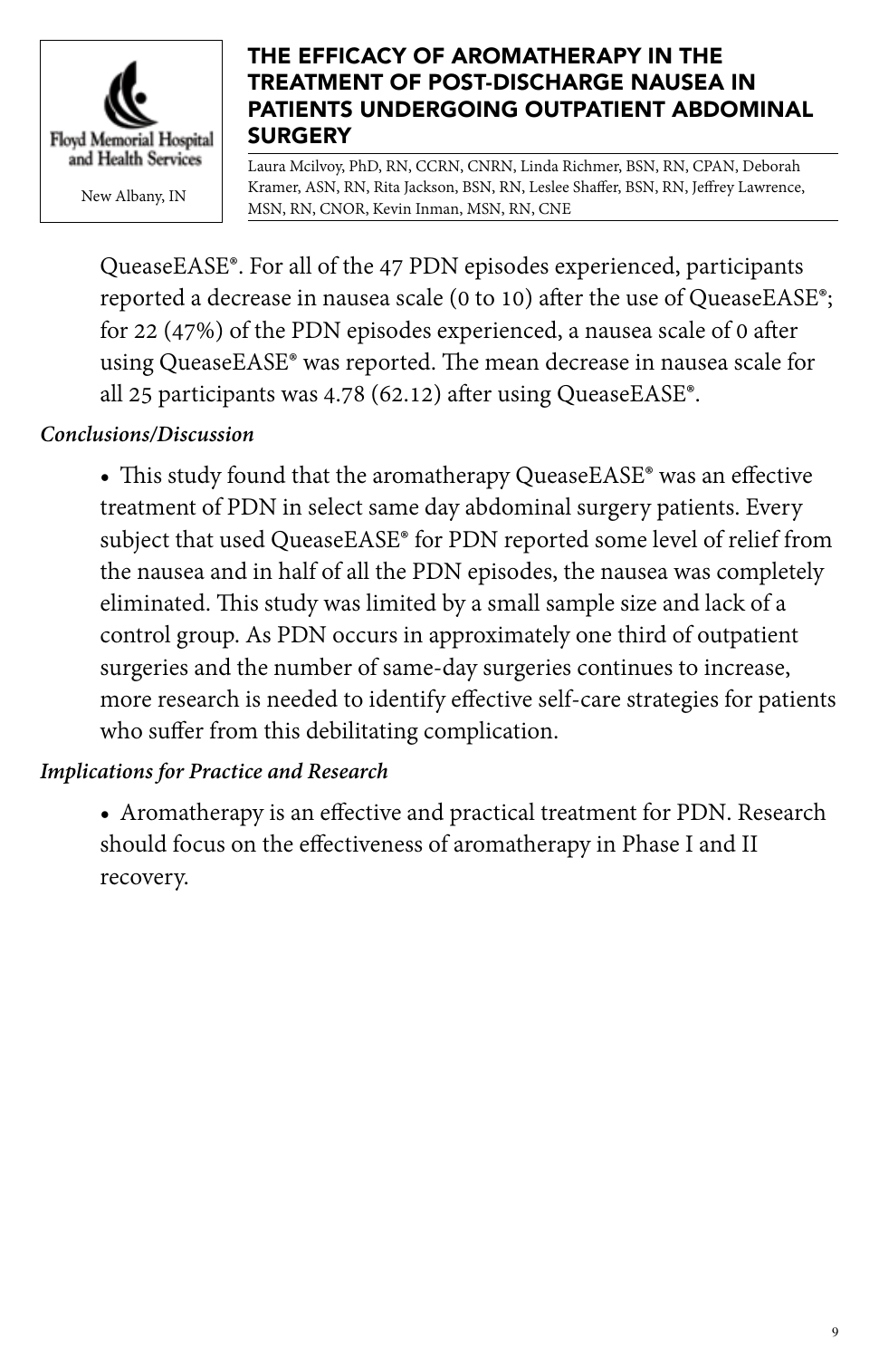QueaseEASE®. For all of the 47 PDN episodes experienced, participants reported a decrease in nausea scale (0 to 10) after the use of QueaseEASE®; for 22 (47%) of the PDN episodes experienced, a nausea scale of 0 after using QueaseEASE® was reported. The mean decrease in nausea scale for all 25 participants was 4.78 (62.12) after using QueaseEASE®.

***Conclusions/Discussion***

- This study found that the aromatherapy QueaseEASE® was an effective treatment of PDN in select same day abdominal surgery patients. Every subject that used QueaseEASE® for PDN reported some level of relief from the nausea and in half of all the PDN episodes, the nausea was completely eliminated. This study was limited by a small sample size and lack of a control group. As PDN occurs in approximately one third of outpatient surgeries and the number of same-day surgeries continues to increase, more research is needed to identify effective self-care strategies for patients who suffer from this debilitating complication.

***Implications for Practice and Research***

- Aromatherapy is an effective and practical treatment for PDN. Research should focus on the effectiveness of aromatherapy in Phase I and II recovery.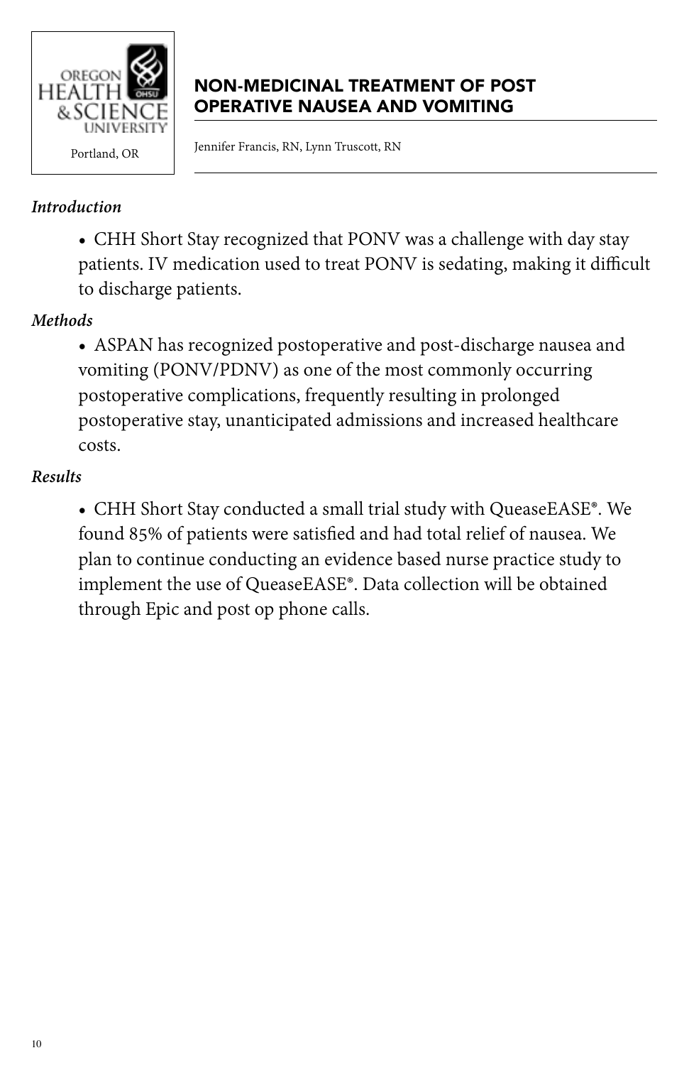OREGON HEALTH & SCIENCE UNIVERSITY

Portland, OR

# NON-MEDICINAL TREATMENT OF POST OPERATIVE NAUSEA AND VOMITING

Jennifer Francis, RN, Lynn Truscott, RN

***Introduction***

- CHH Short Stay recognized that PONV was a challenge with day stay patients. IV medication used to treat PONV is sedating, making it difficult to discharge patients.

***Methods***

- ASPAN has recognized postoperative and post-discharge nausea and vomiting (PONV/PDNV) as one of the most commonly occurring postoperative complications, frequently resulting in prolonged postoperative stay, unanticipated admissions and increased healthcare costs.

***Results***

- CHH Short Stay conducted a small trial study with QueaseEASE®. We found 85% of patients were satisfied and had total relief of nausea. We plan to continue conducting an evidence based nurse practice study to implement the use of QueaseEASE®. Data collection will be obtained through Epic and post op phone calls.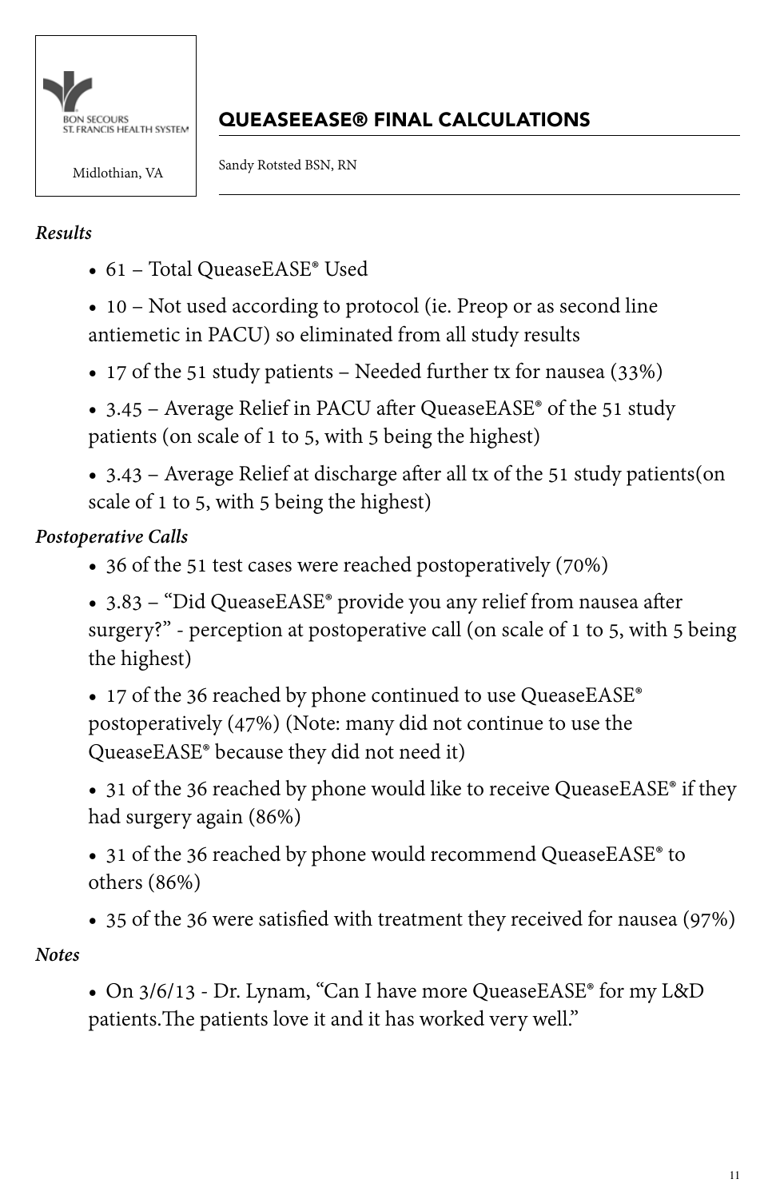BON SECOURS
ST. FRANCIS HEALTH SYSTEM

Midlothian, VA

## QUEASEEASE® FINAL CALCULATIONS

Sandy Rotsted BSN, RN

*Results*

- 61 – Total QueaseEASE® Used
- 10 – Not used according to protocol (ie. Preop or as second line antiemetic in PACU) so eliminated from all study results
- 17 of the 51 study patients – Needed further tx for nausea (33%)
- 3.45 – Average Relief in PACU after QueaseEASE® of the 51 study patients (on scale of 1 to 5, with 5 being the highest)
- 3.43 – Average Relief at discharge after all tx of the 51 study patients(on scale of 1 to 5, with 5 being the highest)

*Postoperative Calls*

- 36 of the 51 test cases were reached postoperatively (70%)
- 3.83 – "Did QueaseEASE® provide you any relief from nausea after surgery?" - perception at postoperative call (on scale of 1 to 5, with 5 being the highest)
- 17 of the 36 reached by phone continued to use QueaseEASE® postoperatively (47%) (Note: many did not continue to use the QueaseEASE® because they did not need it)
- 31 of the 36 reached by phone would like to receive QueaseEASE® if they had surgery again (86%)
- 31 of the 36 reached by phone would recommend QueaseEASE® to others (86%)
- 35 of the 36 were satisfied with treatment they received for nausea (97%)

*Notes*

- On 3/6/13 - Dr. Lynam, "Can I have more QueaseEASE® for my L&D patients.The patients love it and it has worked very well."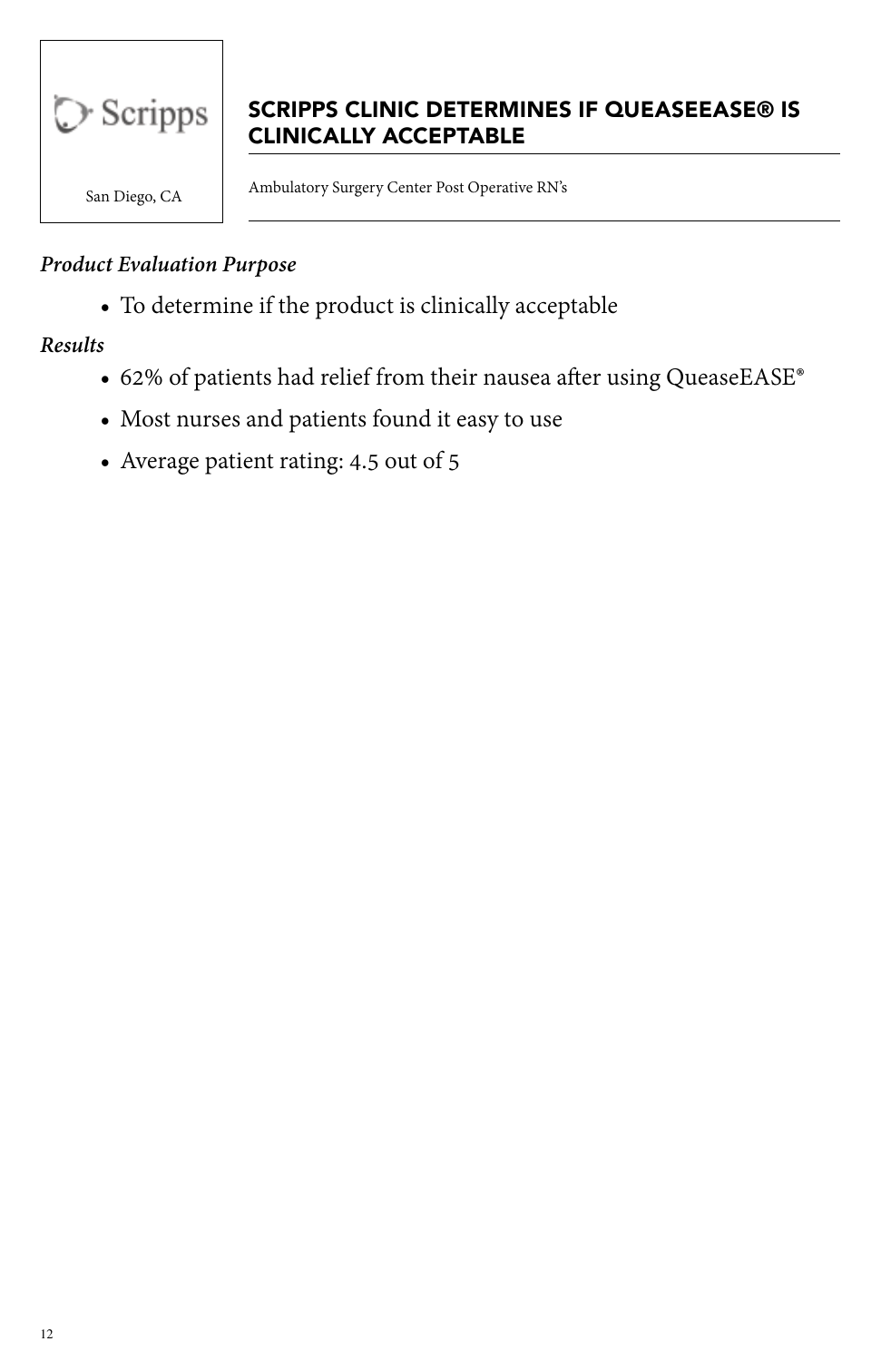Scripps

San Diego, CA

## SCRIPPS CLINIC DETERMINES IF QUEASEEASE® IS CLINICALLY ACCEPTABLE

Ambulatory Surgery Center Post Operative RN's

***Product Evaluation Purpose***

- To determine if the product is clinically acceptable

***Results***

- 62% of patients had relief from their nausea after using QueaseEASE®
- Most nurses and patients found it easy to use
- Average patient rating: 4.5 out of 5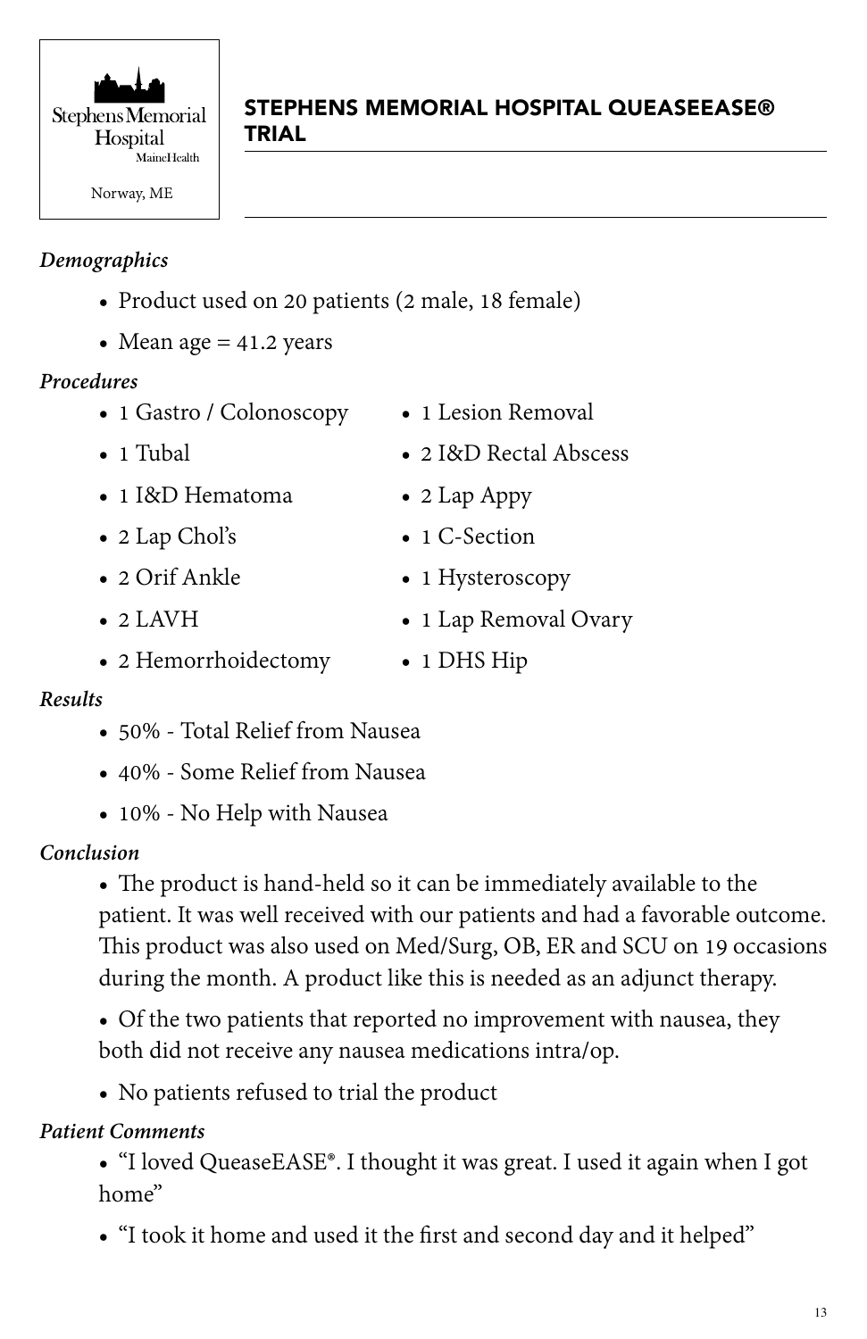Stephens Memorial Hospital
MaineHealth
Norway, ME

## STEPHENS MEMORIAL HOSPITAL QUEASEEASE® TRIAL

*Demographics*

- Product used on 20 patients (2 male, 18 female)
- Mean age = 41.2 years

*Procedures*

- 1 Gastro / Colonoscopy
- 1 Tubal
- 1 I&D Hematoma
- 2 Lap Chol's
- 2 Orif Ankle
- 2 LAVH
- 2 Hemorrhoidectomy
- 1 Lesion Removal
- 2 I&D Rectal Abscess
- 2 Lap Appy
- 1 C-Section
- 1 Hysteroscopy
- 1 Lap Removal Ovary
- 1 DHS Hip

*Results*

- 50% - Total Relief from Nausea
- 40% - Some Relief from Nausea
- 10% - No Help with Nausea

*Conclusion*

- The product is hand-held so it can be immediately available to the patient. It was well received with our patients and had a favorable outcome. This product was also used on Med/Surg, OB, ER and SCU on 19 occasions during the month. A product like this is needed as an adjunct therapy.
- Of the two patients that reported no improvement with nausea, they both did not receive any nausea medications intra/op.
- No patients refused to trial the product

*Patient Comments*

- "I loved QueaseEASE®. I thought it was great. I used it again when I got home"
- "I took it home and used it the first and second day and it helped"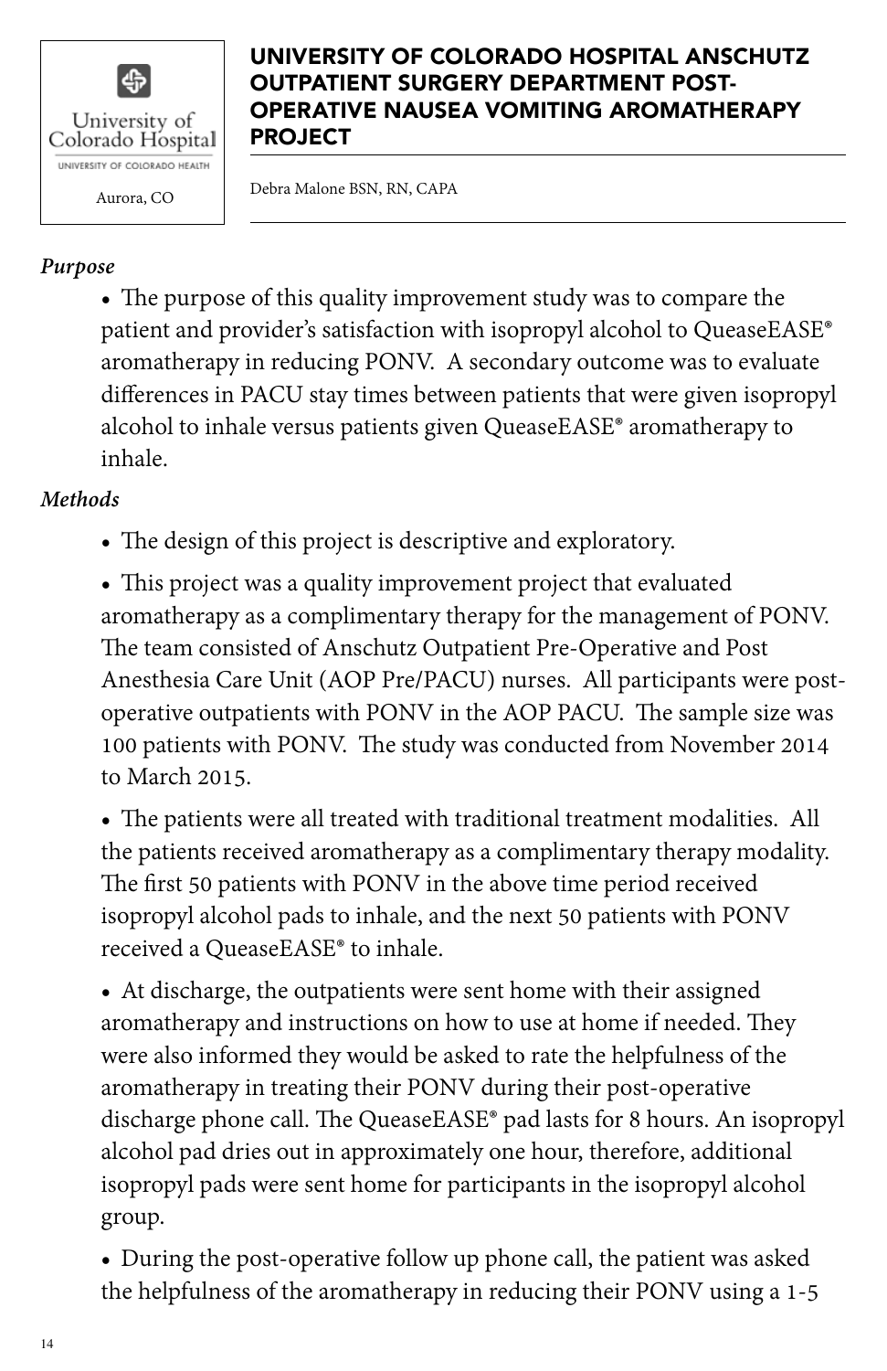University of Colorado Hospital
UNIVERSITY OF COLORADO HEALTH
Aurora, CO

## UNIVERSITY OF COLORADO HOSPITAL ANSCHUTZ OUTPATIENT SURGERY DEPARTMENT POST-OPERATIVE NAUSEA VOMITING AROMATHERAPY PROJECT

Debra Malone BSN, RN, CAPA

*Purpose*

- The purpose of this quality improvement study was to compare the patient and provider's satisfaction with isopropyl alcohol to QueaseEASE® aromatherapy in reducing PONV. A secondary outcome was to evaluate differences in PACU stay times between patients that were given isopropyl alcohol to inhale versus patients given QueaseEASE® aromatherapy to inhale.

*Methods*

- The design of this project is descriptive and exploratory.
- This project was a quality improvement project that evaluated aromatherapy as a complimentary therapy for the management of PONV. The team consisted of Anschutz Outpatient Pre-Operative and Post Anesthesia Care Unit (AOP Pre/PACU) nurses. All participants were post-operative outpatients with PONV in the AOP PACU. The sample size was 100 patients with PONV. The study was conducted from November 2014 to March 2015.
- The patients were all treated with traditional treatment modalities. All the patients received aromatherapy as a complimentary therapy modality. The first 50 patients with PONV in the above time period received isopropyl alcohol pads to inhale, and the next 50 patients with PONV received a QueaseEASE® to inhale.
- At discharge, the outpatients were sent home with their assigned aromatherapy and instructions on how to use at home if needed. They were also informed they would be asked to rate the helpfulness of the aromatherapy in treating their PONV during their post-operative discharge phone call. The QueaseEASE® pad lasts for 8 hours. An isopropyl alcohol pad dries out in approximately one hour, therefore, additional isopropyl pads were sent home for participants in the isopropyl alcohol group.
- During the post-operative follow up phone call, the patient was asked the helpfulness of the aromatherapy in reducing their PONV using a 1-5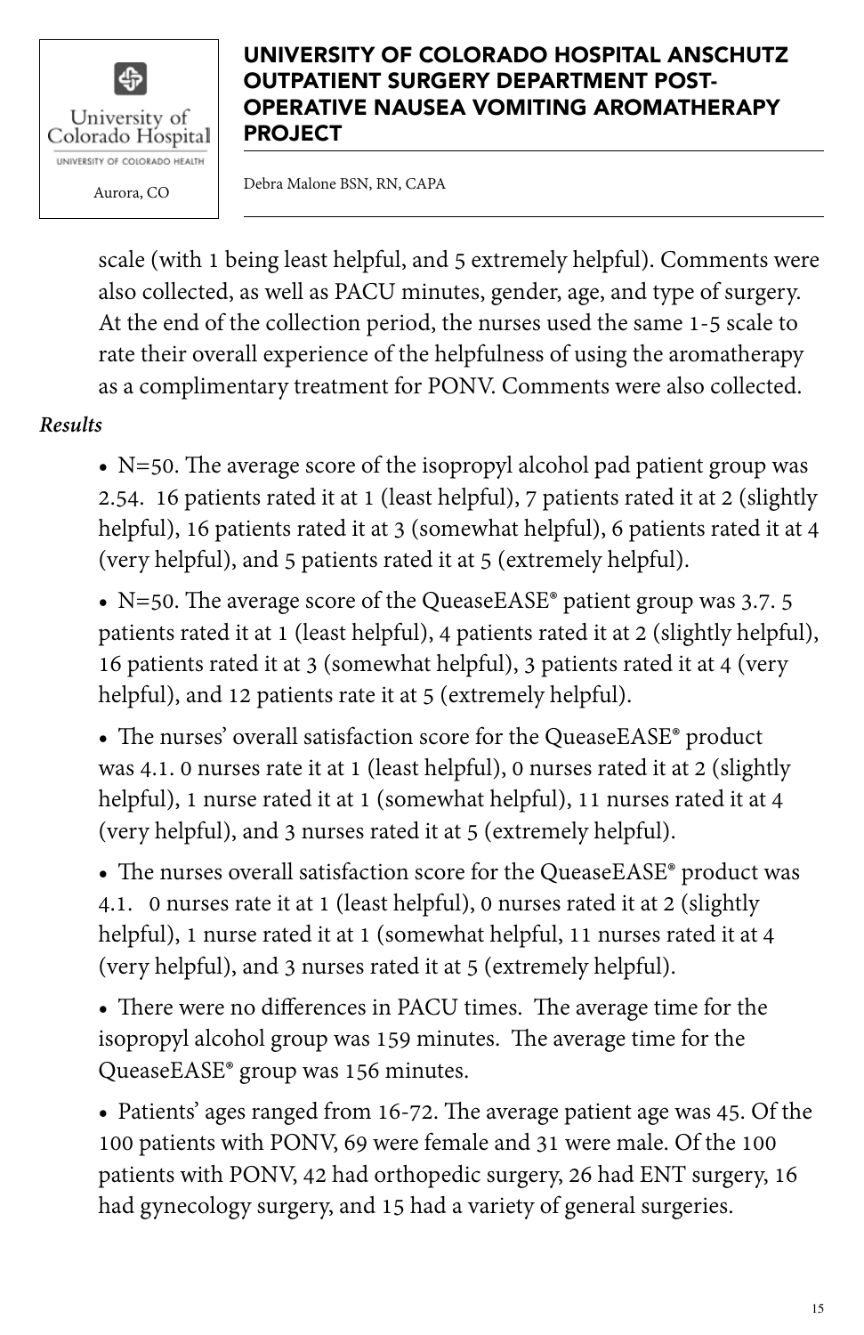scale (with 1 being least helpful, and 5 extremely helpful). Comments were also collected, as well as PACU minutes, gender, age, and type of surgery. At the end of the collection period, the nurses used the same 1-5 scale to rate their overall experience of the helpfulness of using the aromatherapy as a complimentary treatment for PONV. Comments were also collected.

*Results*

- N=50. The average score of the isopropyl alcohol pad patient group was 2.54. 16 patients rated it at 1 (least helpful), 7 patients rated it at 2 (slightly helpful), 16 patients rated it at 3 (somewhat helpful), 6 patients rated it at 4 (very helpful), and 5 patients rated it at 5 (extremely helpful).

- N=50. The average score of the QueaseEASE® patient group was 3.7. 5 patients rated it at 1 (least helpful), 4 patients rated it at 2 (slightly helpful), 16 patients rated it at 3 (somewhat helpful), 3 patients rated it at 4 (very helpful), and 12 patients rate it at 5 (extremely helpful).

- The nurses' overall satisfaction score for the QueaseEASE® product was 4.1. 0 nurses rate it at 1 (least helpful), 0 nurses rated it at 2 (slightly helpful), 1 nurse rated it at 1 (somewhat helpful), 11 nurses rated it at 4 (very helpful), and 3 nurses rated it at 5 (extremely helpful).

- The nurses overall satisfaction score for the QueaseEASE® product was 4.1. 0 nurses rate it at 1 (least helpful), 0 nurses rated it at 2 (slightly helpful), 1 nurse rated it at 1 (somewhat helpful, 11 nurses rated it at 4 (very helpful), and 3 nurses rated it at 5 (extremely helpful).

- There were no differences in PACU times. The average time for the isopropyl alcohol group was 159 minutes. The average time for the QueaseEASE® group was 156 minutes.

- Patients' ages ranged from 16-72. The average patient age was 45. Of the 100 patients with PONV, 69 were female and 31 were male. Of the 100 patients with PONV, 42 had orthopedic surgery, 26 had ENT surgery, 16 had gynecology surgery, and 15 had a variety of general surgeries.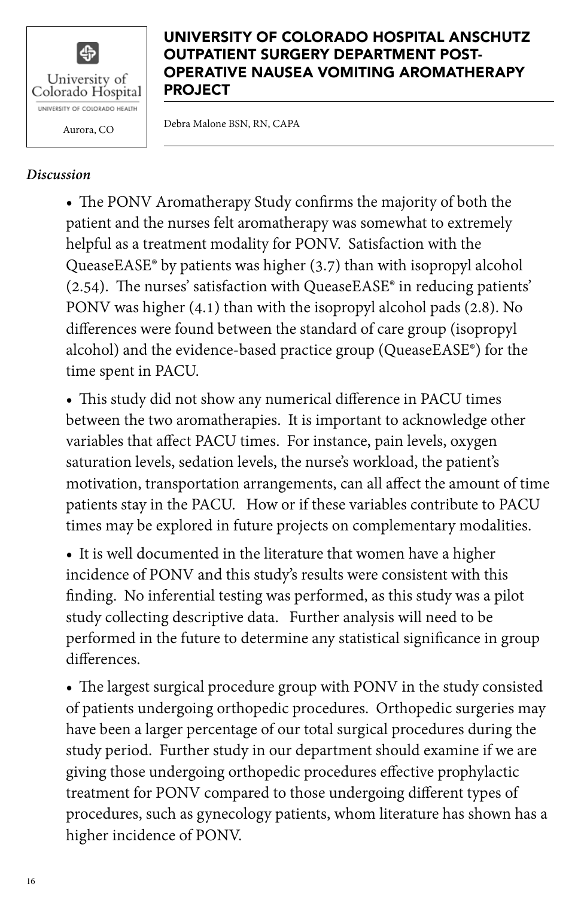# UNIVERSITY OF COLORADO HOSPITAL ANSCHUTZ OUTPATIENT SURGERY DEPARTMENT POST-OPERATIVE NAUSEA VOMITING AROMATHERAPY PROJECT

University of Colorado Hospital
UNIVERSITY OF COLORADO HEALTH
Aurora, CO

Debra Malone BSN, RN, CAPA

*Discussion*

- The PONV Aromatherapy Study confirms the majority of both the patient and the nurses felt aromatherapy was somewhat to extremely helpful as a treatment modality for PONV. Satisfaction with the QueaseEASE® by patients was higher (3.7) than with isopropyl alcohol (2.54). The nurses' satisfaction with QueaseEASE® in reducing patients' PONV was higher (4.1) than with the isopropyl alcohol pads (2.8). No differences were found between the standard of care group (isopropyl alcohol) and the evidence-based practice group (QueaseEASE®) for the time spent in PACU.

- This study did not show any numerical difference in PACU times between the two aromatherapies. It is important to acknowledge other variables that affect PACU times. For instance, pain levels, oxygen saturation levels, sedation levels, the nurse's workload, the patient's motivation, transportation arrangements, can all affect the amount of time patients stay in the PACU. How or if these variables contribute to PACU times may be explored in future projects on complementary modalities.

- It is well documented in the literature that women have a higher incidence of PONV and this study's results were consistent with this finding. No inferential testing was performed, as this study was a pilot study collecting descriptive data. Further analysis will need to be performed in the future to determine any statistical significance in group differences.

- The largest surgical procedure group with PONV in the study consisted of patients undergoing orthopedic procedures. Orthopedic surgeries may have been a larger percentage of our total surgical procedures during the study period. Further study in our department should examine if we are giving those undergoing orthopedic procedures effective prophylactic treatment for PONV compared to those undergoing different types of procedures, such as gynecology patients, whom literature has shown has a higher incidence of PONV.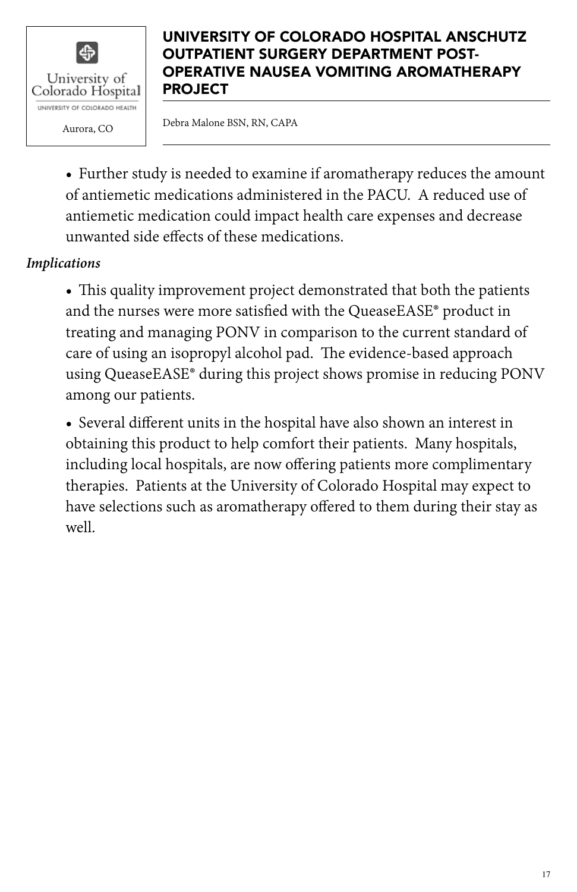- Further study is needed to examine if aromatherapy reduces the amount of antiemetic medications administered in the PACU. A reduced use of antiemetic medication could impact health care expenses and decrease unwanted side effects of these medications.

*Implications*

- This quality improvement project demonstrated that both the patients and the nurses were more satisfied with the QueaseEASE® product in treating and managing PONV in comparison to the current standard of care of using an isopropyl alcohol pad. The evidence-based approach using QueaseEASE® during this project shows promise in reducing PONV among our patients.

- Several different units in the hospital have also shown an interest in obtaining this product to help comfort their patients. Many hospitals, including local hospitals, are now offering patients more complimentary therapies. Patients at the University of Colorado Hospital may expect to have selections such as aromatherapy offered to them during their stay as well.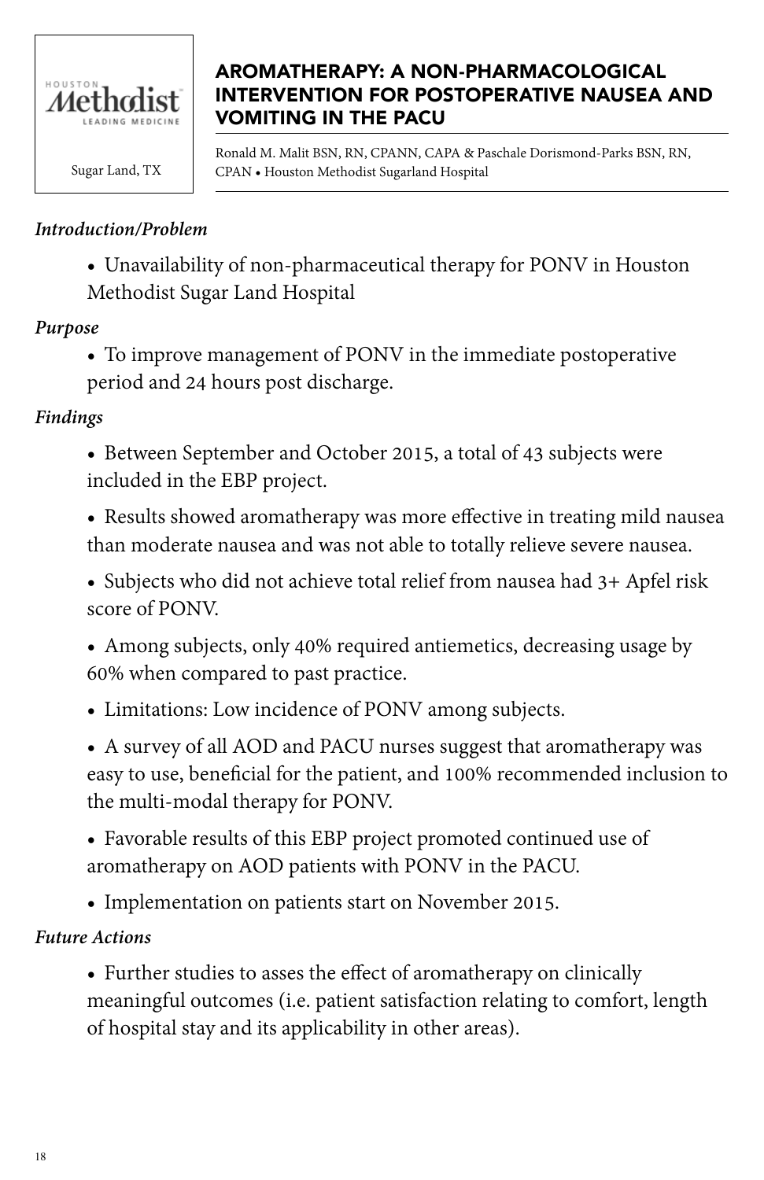Houston Methodist
LEADING MEDICINE

Sugar Land, TX

## AROMATHERAPY: A NON-PHARMACOLOGICAL INTERVENTION FOR POSTOPERATIVE NAUSEA AND VOMITING IN THE PACU

Ronald M. Malit BSN, RN, CPANN, CAPA & Paschale Dorismond-Parks BSN, RN, CPAN • Houston Methodist Sugarland Hospital

***Introduction/Problem***

- Unavailability of non-pharmaceutical therapy for PONV in Houston Methodist Sugar Land Hospital

***Purpose***

- To improve management of PONV in the immediate postoperative period and 24 hours post discharge.

***Findings***

- Between September and October 2015, a total of 43 subjects were included in the EBP project.
- Results showed aromatherapy was more effective in treating mild nausea than moderate nausea and was not able to totally relieve severe nausea.
- Subjects who did not achieve total relief from nausea had 3+ Apfel risk score of PONV.
- Among subjects, only 40% required antiemetics, decreasing usage by 60% when compared to past practice.
- Limitations: Low incidence of PONV among subjects.
- A survey of all AOD and PACU nurses suggest that aromatherapy was easy to use, beneficial for the patient, and 100% recommended inclusion to the multi-modal therapy for PONV.
- Favorable results of this EBP project promoted continued use of aromatherapy on AOD patients with PONV in the PACU.
- Implementation on patients start on November 2015.

***Future Actions***

- Further studies to asses the effect of aromatherapy on clinically meaningful outcomes (i.e. patient satisfaction relating to comfort, length of hospital stay and its applicability in other areas).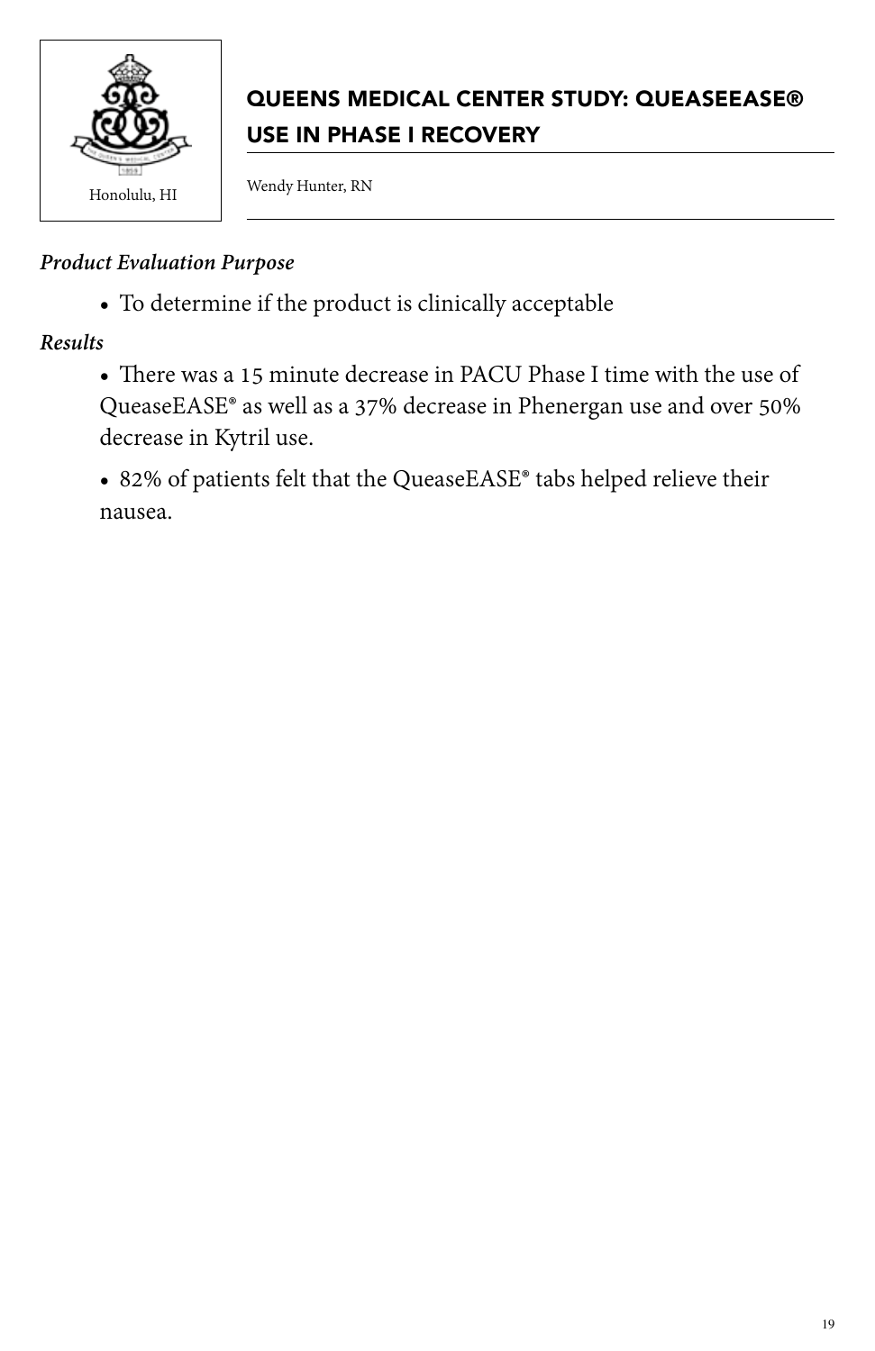Honolulu, HI

## QUEENS MEDICAL CENTER STUDY: QUEASEEASE® USE IN PHASE I RECOVERY

Wendy Hunter, RN

***Product Evaluation Purpose***

- To determine if the product is clinically acceptable

***Results***

- There was a 15 minute decrease in PACU Phase I time with the use of QueaseEASE® as well as a 37% decrease in Phenergan use and over 50% decrease in Kytril use.
- 82% of patients felt that the QueaseEASE® tabs helped relieve their nausea.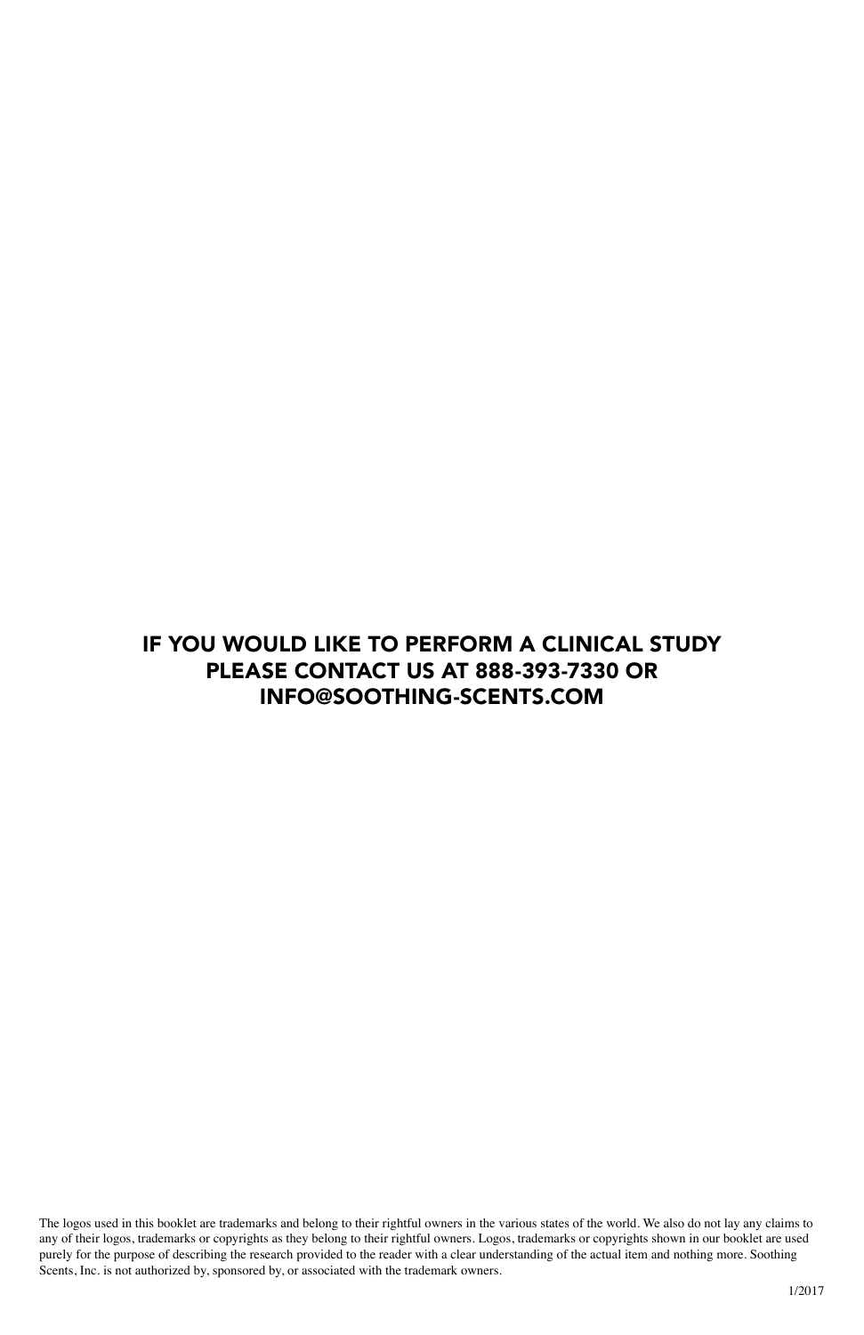**IF YOU WOULD LIKE TO PERFORM A CLINICAL STUDY PLEASE CONTACT US AT 888-393-7330 OR INFO@SOOTHING-SCENTS.COM**

The logos used in this booklet are trademarks and belong to their rightful owners in the various states of the world. We also do not lay any claims to any of their logos, trademarks or copyrights as they belong to their rightful owners. Logos, trademarks or copyrights shown in our booklet are used purely for the purpose of describing the research provided to the reader with a clear understanding of the actual item and nothing more. Soothing Scents, Inc. is not authorized by, sponsored by, or associated with the trademark owners.

1/2017